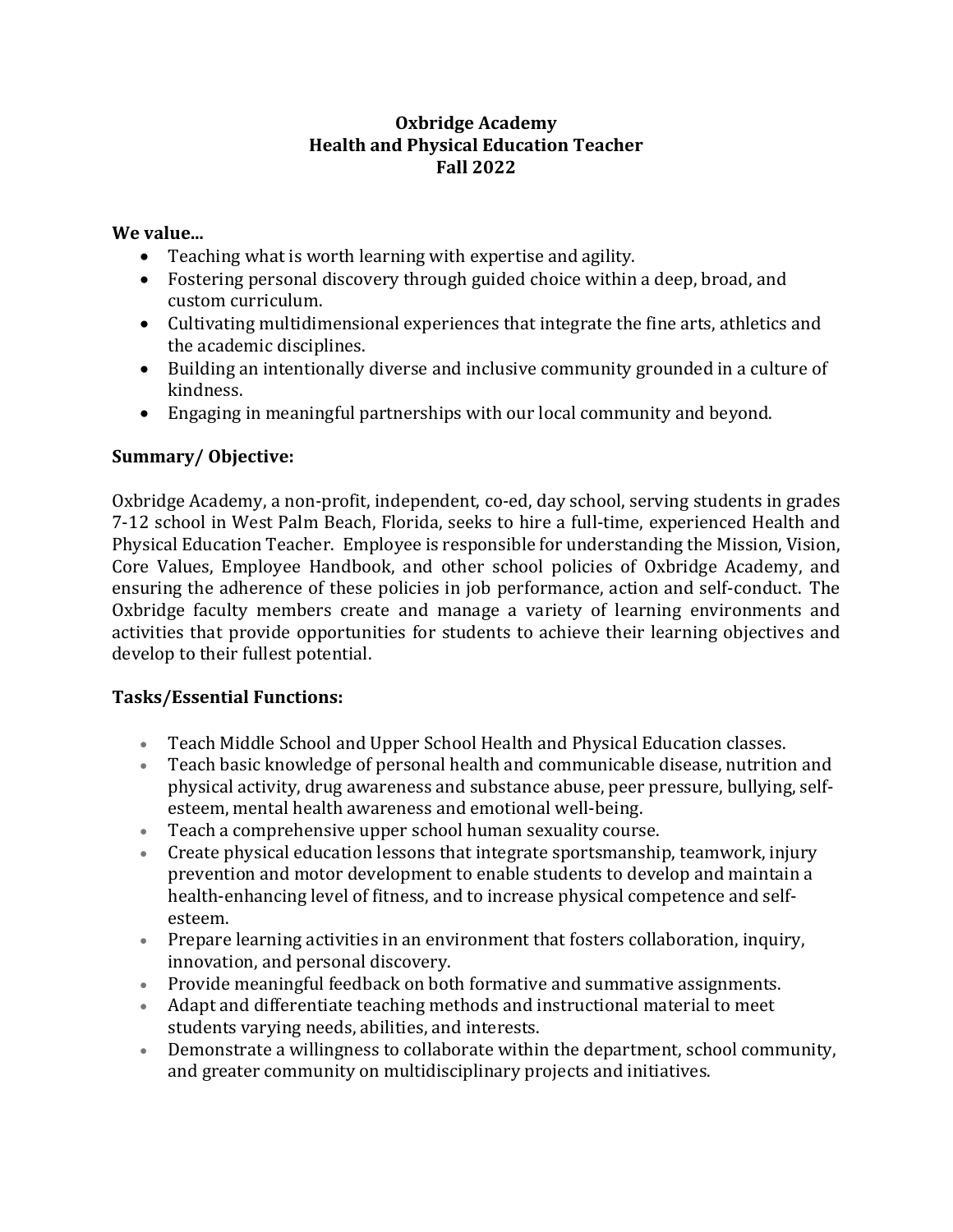# Oxbridge Academy
## Health and Physical Education Teacher
## Fall 2022

**We value...**

- Teaching what is worth learning with expertise and agility.
- Fostering personal discovery through guided choice within a deep, broad, and custom curriculum.
- Cultivating multidimensional experiences that integrate the fine arts, athletics and the academic disciplines.
- Building an intentionally diverse and inclusive community grounded in a culture of kindness.
- Engaging in meaningful partnerships with our local community and beyond.

### Summary/ Objective:

Oxbridge Academy, a non-profit, independent, co-ed, day school, serving students in grades 7-12 school in West Palm Beach, Florida, seeks to hire a full-time, experienced Health and Physical Education Teacher. Employee is responsible for understanding the Mission, Vision, Core Values, Employee Handbook, and other school policies of Oxbridge Academy, and ensuring the adherence of these policies in job performance, action and self-conduct. The Oxbridge faculty members create and manage a variety of learning environments and activities that provide opportunities for students to achieve their learning objectives and develop to their fullest potential.

### Tasks/Essential Functions:

- Teach Middle School and Upper School Health and Physical Education classes.
- Teach basic knowledge of personal health and communicable disease, nutrition and physical activity, drug awareness and substance abuse, peer pressure, bullying, self-esteem, mental health awareness and emotional well-being.
- Teach a comprehensive upper school human sexuality course.
- Create physical education lessons that integrate sportsmanship, teamwork, injury prevention and motor development to enable students to develop and maintain a health-enhancing level of fitness, and to increase physical competence and self-esteem.
- Prepare learning activities in an environment that fosters collaboration, inquiry, innovation, and personal discovery.
- Provide meaningful feedback on both formative and summative assignments.
- Adapt and differentiate teaching methods and instructional material to meet students varying needs, abilities, and interests.
- Demonstrate a willingness to collaborate within the department, school community, and greater community on multidisciplinary projects and initiatives.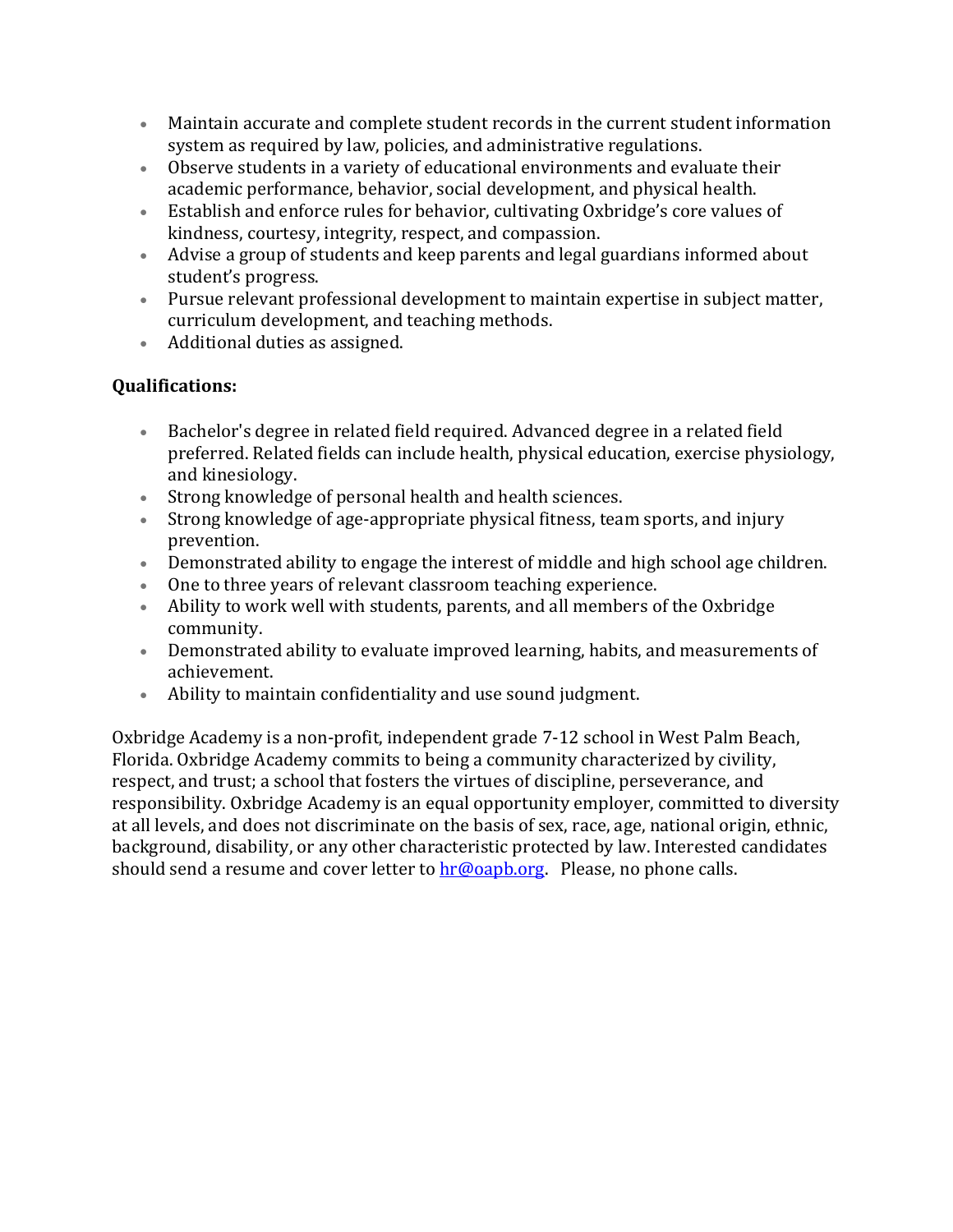- Maintain accurate and complete student records in the current student information system as required by law, policies, and administrative regulations.
- Observe students in a variety of educational environments and evaluate their academic performance, behavior, social development, and physical health.
- Establish and enforce rules for behavior, cultivating Oxbridge's core values of kindness, courtesy, integrity, respect, and compassion.
- Advise a group of students and keep parents and legal guardians informed about student's progress.
- Pursue relevant professional development to maintain expertise in subject matter, curriculum development, and teaching methods.
- Additional duties as assigned.

**Qualifications:**

- Bachelor's degree in related field required. Advanced degree in a related field preferred. Related fields can include health, physical education, exercise physiology, and kinesiology.
- Strong knowledge of personal health and health sciences.
- Strong knowledge of age-appropriate physical fitness, team sports, and injury prevention.
- Demonstrated ability to engage the interest of middle and high school age children.
- One to three years of relevant classroom teaching experience.
- Ability to work well with students, parents, and all members of the Oxbridge community.
- Demonstrated ability to evaluate improved learning, habits, and measurements of achievement.
- Ability to maintain confidentiality and use sound judgment.

Oxbridge Academy is a non-profit, independent grade 7-12 school in West Palm Beach, Florida. Oxbridge Academy commits to being a community characterized by civility, respect, and trust; a school that fosters the virtues of discipline, perseverance, and responsibility. Oxbridge Academy is an equal opportunity employer, committed to diversity at all levels, and does not discriminate on the basis of sex, race, age, national origin, ethnic, background, disability, or any other characteristic protected by law. Interested candidates should send a resume and cover letter to hr@oapb.org. Please, no phone calls.